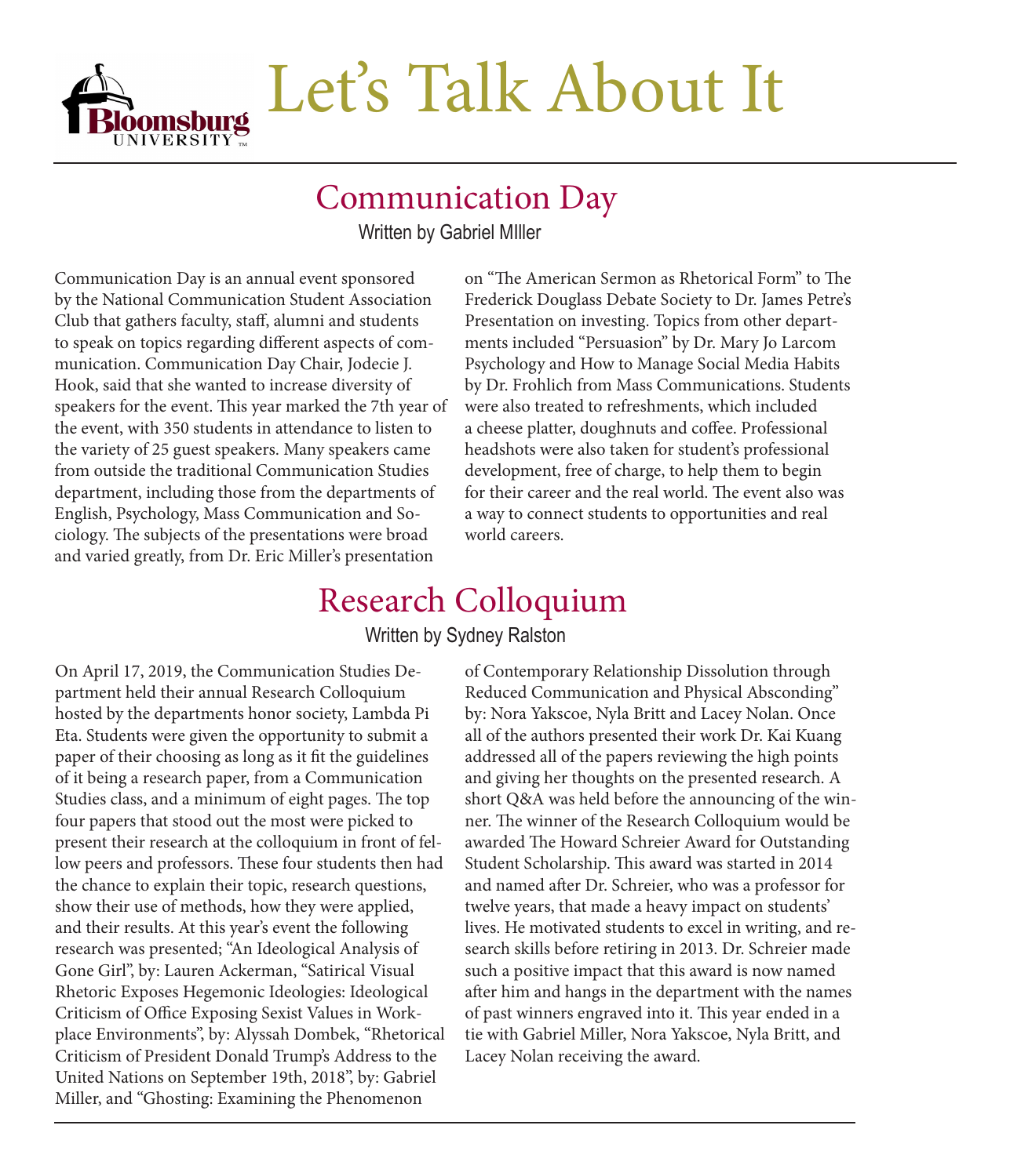# Let's Talk About It

## Communication Day

Written by Gabriel MIller

Communication Day is an annual event sponsored by the National Communication Student Association Club that gathers faculty, staff, alumni and students to speak on topics regarding different aspects of communication. Communication Day Chair, Jodecie J. Hook, said that she wanted to increase diversity of speakers for the event. This year marked the 7th year of the event, with 350 students in attendance to listen to the variety of 25 guest speakers. Many speakers came from outside the traditional Communication Studies department, including those from the departments of English, Psychology, Mass Communication and Sociology. The subjects of the presentations were broad and varied greatly, from Dr. Eric Miller's presentation on "The American Sermon as Rhetorical Form" to The Frederick Douglass Debate Society to Dr. James Petre's Presentation on investing. Topics from other departments included "Persuasion" by Dr. Mary Jo Larcom Psychology and How to Manage Social Media Habits by Dr. Frohlich from Mass Communications. Students were also treated to refreshments, which included a cheese platter, doughnuts and coffee. Professional headshots were also taken for student's professional development, free of charge, to help them to begin for their career and the real world. The event also was a way to connect students to opportunities and real world careers.

## Research Colloquium

Written by Sydney Ralston

On April 17, 2019, the Communication Studies Department held their annual Research Colloquium hosted by the departments honor society, Lambda Pi Eta. Students were given the opportunity to submit a paper of their choosing as long as it fit the guidelines of it being a research paper, from a Communication Studies class, and a minimum of eight pages. The top four papers that stood out the most were picked to present their research at the colloquium in front of fellow peers and professors. These four students then had the chance to explain their topic, research questions, show their use of methods, how they were applied, and their results. At this year's event the following research was presented; "An Ideological Analysis of Gone Girl", by: Lauren Ackerman, "Satirical Visual Rhetoric Exposes Hegemonic Ideologies: Ideological Criticism of Office Exposing Sexist Values in Workplace Environments", by: Alyssah Dombek, "Rhetorical Criticism of President Donald Trump's Address to the United Nations on September 19th, 2018", by: Gabriel Miller, and "Ghosting: Examining the Phenomenon of Contemporary Relationship Dissolution through Reduced Communication and Physical Absconding" by: Nora Yakscoe, Nyla Britt and Lacey Nolan. Once all of the authors presented their work Dr. Kai Kuang addressed all of the papers reviewing the high points and giving her thoughts on the presented research. A short Q&A was held before the announcing of the winner. The winner of the Research Colloquium would be awarded The Howard Schreier Award for Outstanding Student Scholarship. This award was started in 2014 and named after Dr. Schreier, who was a professor for twelve years, that made a heavy impact on students' lives. He motivated students to excel in writing, and research skills before retiring in 2013. Dr. Schreier made such a positive impact that this award is now named after him and hangs in the department with the names of past winners engraved into it. This year ended in a tie with Gabriel Miller, Nora Yakscoe, Nyla Britt, and Lacey Nolan receiving the award.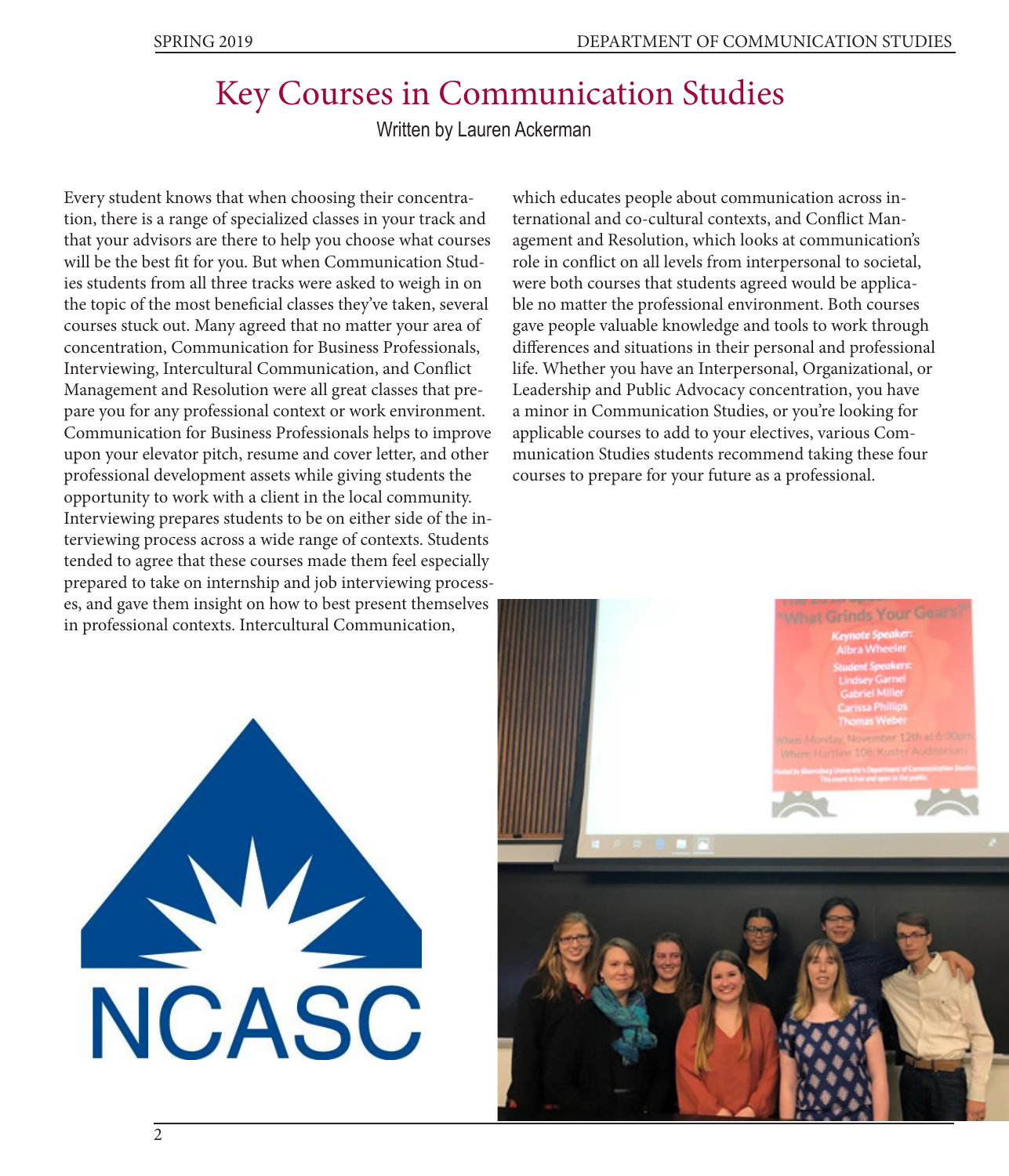# Key Courses in Communication Studies

Written by Lauren Ackerman

Every student knows that when choosing their concentration, there is a range of specialized classes in your track and that your advisors are there to help you choose what courses will be the best fit for you. But when Communication Studies students from all three tracks were asked to weigh in on the topic of the most beneficial classes they've taken, several courses stuck out. Many agreed that no matter your area of concentration, Communication for Business Professionals, Interviewing, Intercultural Communication, and Conflict Management and Resolution were all great classes that prepare you for any professional context or work environment. Communication for Business Professionals helps to improve upon your elevator pitch, resume and cover letter, and other professional development assets while giving students the opportunity to work with a client in the local community. Interviewing prepares students to be on either side of the interviewing process across a wide range of contexts. Students tended to agree that these courses made them feel especially prepared to take on internship and job interviewing processes, and gave them insight on how to best present themselves in professional contexts. Intercultural Communication, which educates people about communication across international and co-cultural contexts, and Conflict Management and Resolution, which looks at communication's role in conflict on all levels from interpersonal to societal, were both courses that students agreed would be applicable no matter the professional environment. Both courses gave people valuable knowledge and tools to work through differences and situations in their personal and professional life. Whether you have an Interpersonal, Organizational, or Leadership and Public Advocacy concentration, you have a minor in Communication Studies, or you're looking for applicable courses to add to your electives, various Communication Studies students recommend taking these four courses to prepare for your future as a professional.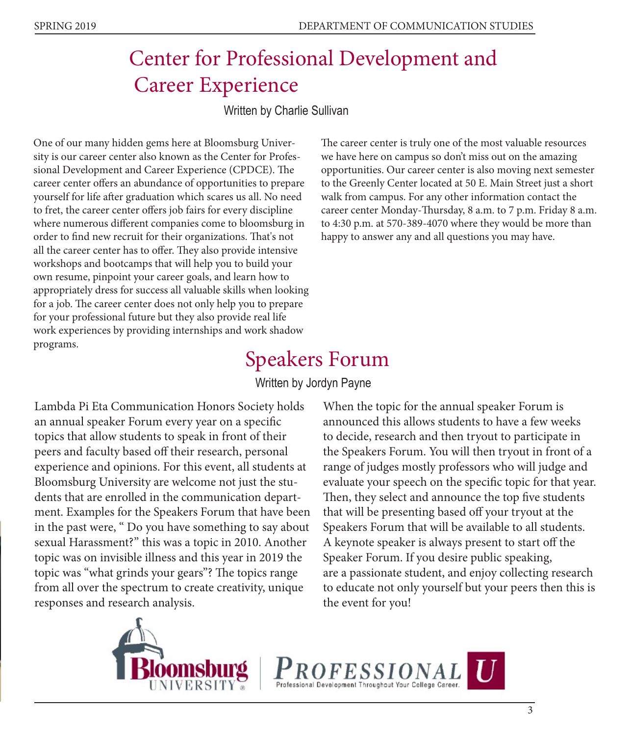# Center for Professional Development and Career Experience

Written by Charlie Sullivan

One of our many hidden gems here at Bloomsburg University is our career center also known as the Center for Professional Development and Career Experience (CPDCE). The career center offers an abundance of opportunities to prepare yourself for life after graduation which scares us all. No need to fret, the career center offers job fairs for every discipline where numerous different companies come to bloomsburg in order to find new recruit for their organizations. That's not all the career center has to offer. They also provide intensive workshops and bootcamps that will help you to build your own resume, pinpoint your career goals, and learn how to appropriately dress for success all valuable skills when looking for a job. The career center does not only help you to prepare for your professional future but they also provide real life work experiences by providing internships and work shadow programs.

The career center is truly one of the most valuable resources we have here on campus so don't miss out on the amazing opportunities. Our career center is also moving next semester to the Greenly Center located at 50 E. Main Street just a short walk from campus. For any other information contact the career center Monday-Thursday, 8 a.m. to 7 p.m. Friday 8 a.m. to 4:30 p.m. at 570-389-4070 where they would be more than happy to answer any and all questions you may have.

# Speakers Forum

Written by Jordyn Payne

Lambda Pi Eta Communication Honors Society holds an annual speaker Forum every year on a specific topics that allow students to speak in front of their peers and faculty based off their research, personal experience and opinions. For this event, all students at Bloomsburg University are welcome not just the students that are enrolled in the communication department. Examples for the Speakers Forum that have been in the past were, " Do you have something to say about sexual Harassment?" this was a topic in 2010. Another topic was on invisible illness and this year in 2019 the topic was "what grinds your gears"? The topics range from all over the spectrum to create creativity, unique responses and research analysis.

When the topic for the annual speaker Forum is announced this allows students to have a few weeks to decide, research and then tryout to participate in the Speakers Forum. You will then tryout in front of a range of judges mostly professors who will judge and evaluate your speech on the specific topic for that year. Then, they select and announce the top five students that will be presenting based off your tryout at the Speakers Forum that will be available to all students. A keynote speaker is always present to start off the Speaker Forum. If you desire public speaking, are a passionate student, and enjoy collecting research to educate not only yourself but your peers then this is the event for you!

Bloomsburg University | PROFESSIONAL U — Professional Development Throughout Your College Career.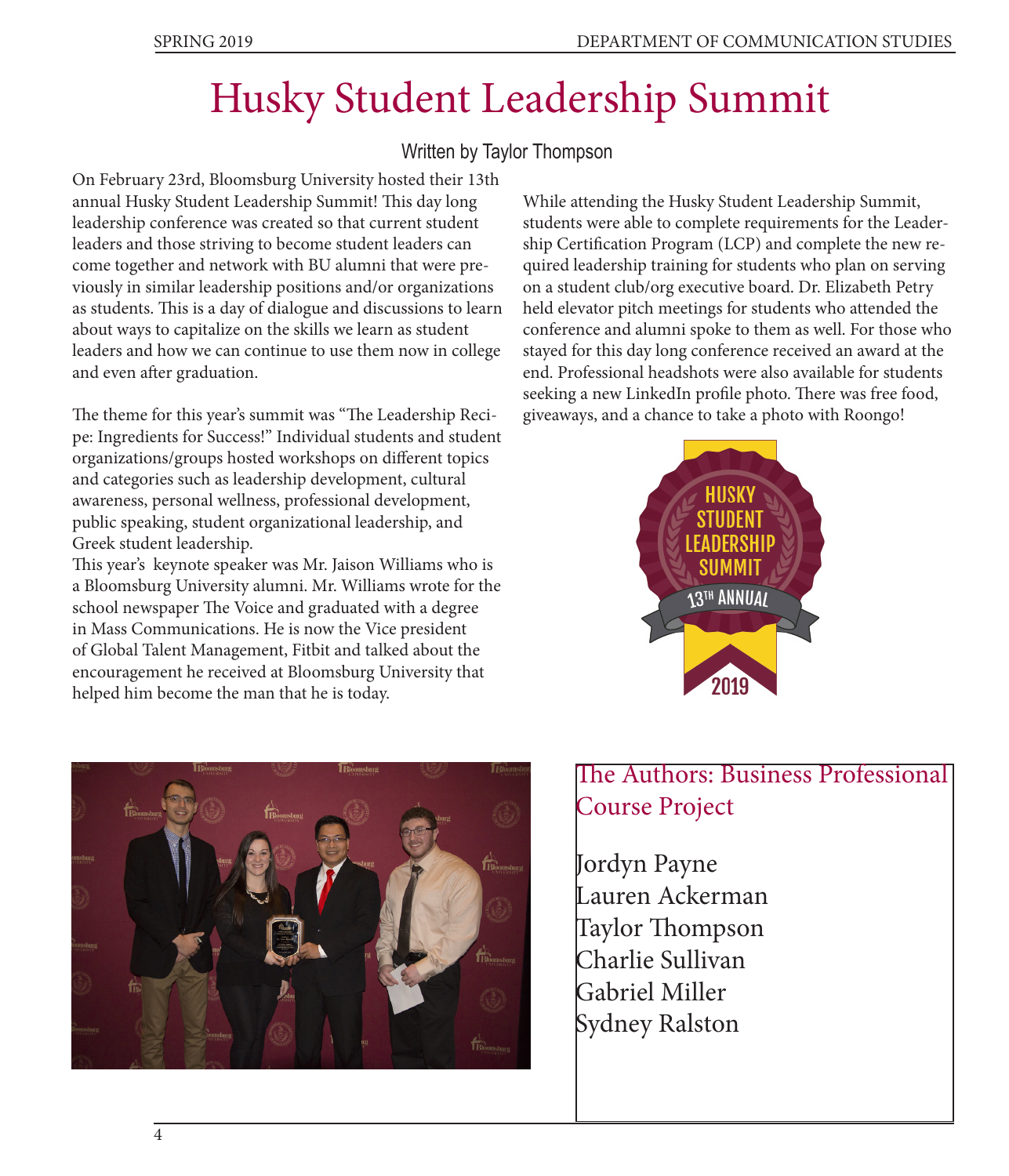# Husky Student Leadership Summit

Written by Taylor Thompson

On February 23rd, Bloomsburg University hosted their 13th annual Husky Student Leadership Summit! This day long leadership conference was created so that current student leaders and those striving to become student leaders can come together and network with BU alumni that were previously in similar leadership positions and/or organizations as students. This is a day of dialogue and discussions to learn about ways to capitalize on the skills we learn as student leaders and how we can continue to use them now in college and even after graduation.

The theme for this year's summit was "The Leadership Recipe: Ingredients for Success!" Individual students and student organizations/groups hosted workshops on different topics and categories such as leadership development, cultural awareness, personal wellness, professional development, public speaking, student organizational leadership, and Greek student leadership.

This year's keynote speaker was Mr. Jaison Williams who is a Bloomsburg University alumni. Mr. Williams wrote for the school newspaper The Voice and graduated with a degree in Mass Communications. He is now the Vice president of Global Talent Management, Fitbit and talked about the encouragement he received at Bloomsburg University that helped him become the man that he is today.

While attending the Husky Student Leadership Summit, students were able to complete requirements for the Leadership Certification Program (LCP) and complete the new required leadership training for students who plan on serving on a student club/org executive board. Dr. Elizabeth Petry held elevator pitch meetings for students who attended the conference and alumni spoke to them as well. For those who stayed for this day long conference received an award at the end. Professional headshots were also available for students seeking a new LinkedIn profile photo. There was free food, giveaways, and a chance to take a photo with Roongo!

HUSKY STUDENT LEADERSHIP SUMMIT
13TH ANNUAL
2019

## The Authors: Business Professional Course Project

Jordyn Payne
Lauren Ackerman
Taylor Thompson
Charlie Sullivan
Gabriel Miller
Sydney Ralston